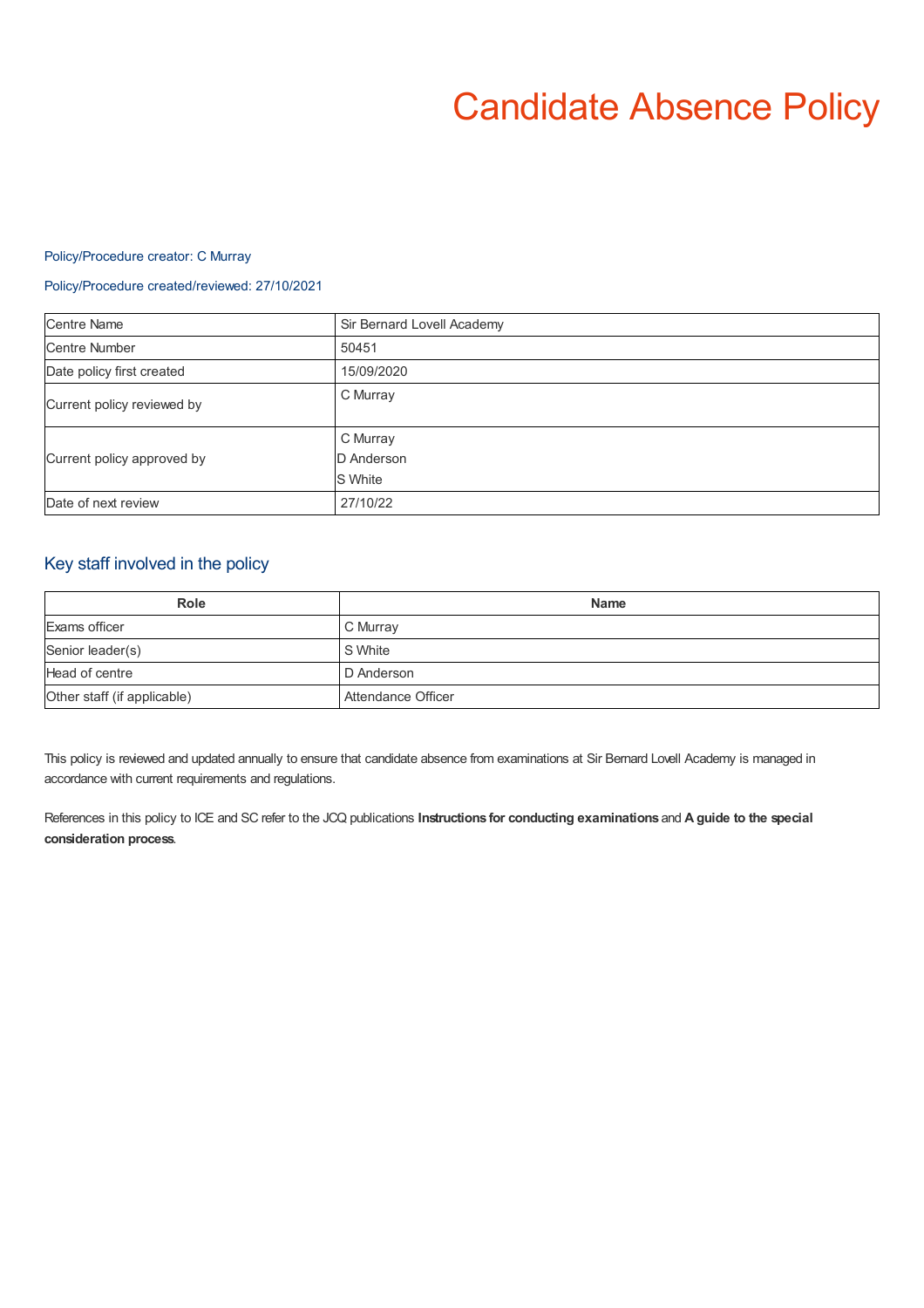# Candidate Absence Policy

Policy/Procedure creator: C Murray

Policy/Procedure created/reviewed: 27/10/2021

| Centre Name | Sir Bernard Lovell Academy |
|---|---|
| Centre Number | 50451 |
| Date policy first created | 15/09/2020 |
| Current policy reviewed by | C Murray |
| Current policy approved by | C Murray<br>D Anderson<br>S White |
| Date of next review | 27/10/22 |

## Key staff involved in the policy

| Role | Name |
|---|---|
| Exams officer | C Murray |
| Senior leader(s) | S White |
| Head of centre | D Anderson |
| Other staff (if applicable) | Attendance Officer |

This policy is reviewed and updated annually to ensure that candidate absence from examinations at Sir Bernard Lovell Academy is managed in accordance with current requirements and regulations.

References in this policy to ICE and SC refer to the JCQ publications **Instructions for conducting examinations** and **A guide to the special consideration process**.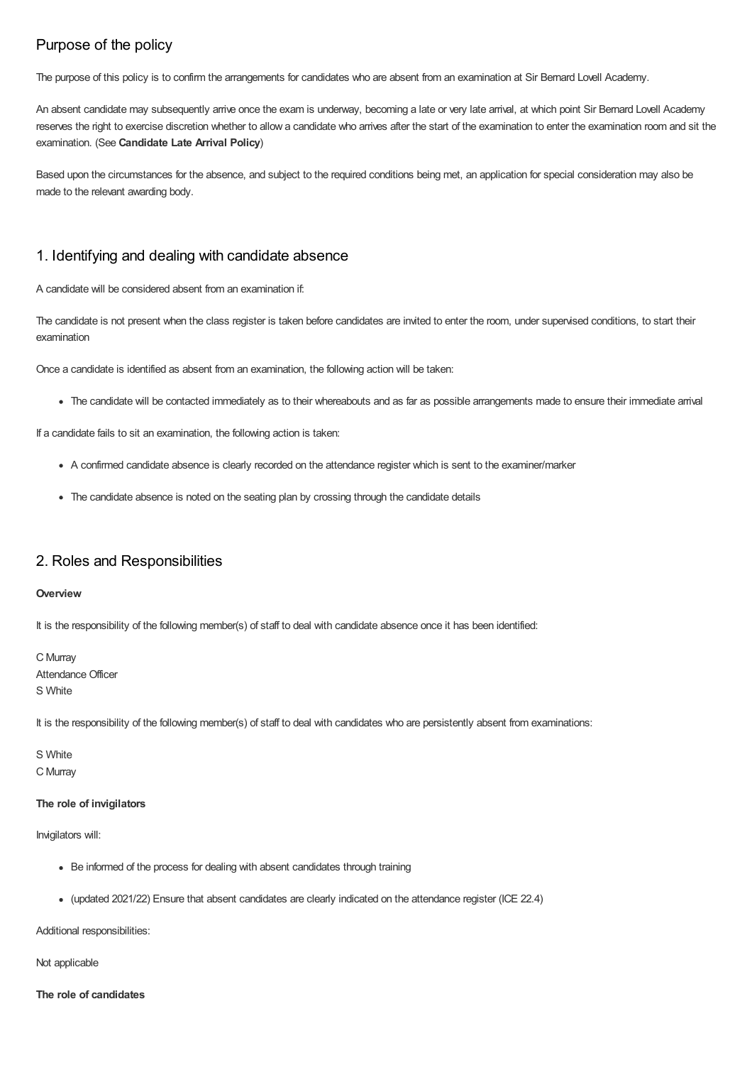## Purpose of the policy

The purpose of this policy is to confirm the arrangements for candidates who are absent from an examination at Sir Bernard Lovell Academy.

An absent candidate may subsequently arrive once the exam is underway, becoming a late or very late arrival, at which point Sir Bernard Lovell Academy reserves the right to exercise discretion whether to allow a candidate who arrives after the start of the examination to enter the examination room and sit the examination. (See **Candidate Late Arrival Policy**)

Based upon the circumstances for the absence, and subject to the required conditions being met, an application for special consideration may also be made to the relevant awarding body.

## 1. Identifying and dealing with candidate absence

A candidate will be considered absent from an examination if:

The candidate is not present when the class register is taken before candidates are invited to enter the room, under supervised conditions, to start their examination

Once a candidate is identified as absent from an examination, the following action will be taken:

- The candidate will be contacted immediately as to their whereabouts and as far as possible arrangements made to ensure their immediate arrival

If a candidate fails to sit an examination, the following action is taken:

- A confirmed candidate absence is clearly recorded on the attendance register which is sent to the examiner/marker
- The candidate absence is noted on the seating plan by crossing through the candidate details

## 2. Roles and Responsibilities

**Overview**

It is the responsibility of the following member(s) of staff to deal with candidate absence once it has been identified:

C Murray
Attendance Officer
S White

It is the responsibility of the following member(s) of staff to deal with candidates who are persistently absent from examinations:

S White
C Murray

**The role of invigilators**

Invigilators will:

- Be informed of the process for dealing with absent candidates through training
- (updated 2021/22) Ensure that absent candidates are clearly indicated on the attendance register (ICE 22.4)

Additional responsibilities:

Not applicable

**The role of candidates**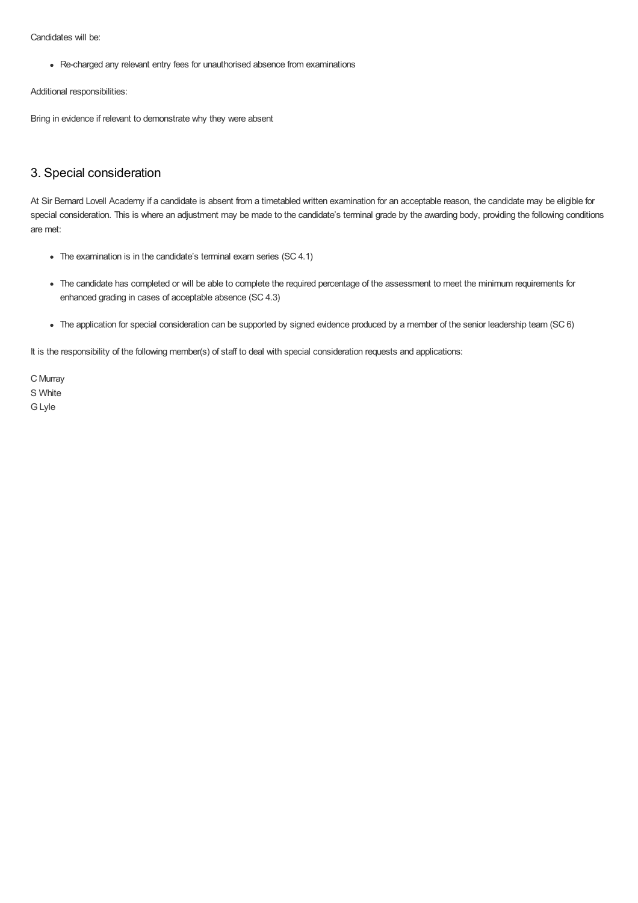Candidates will be:

- Re-charged any relevant entry fees for unauthorised absence from examinations

Additional responsibilities:

Bring in evidence if relevant to demonstrate why they were absent

## 3. Special consideration

At Sir Bernard Lovell Academy if a candidate is absent from a timetabled written examination for an acceptable reason, the candidate may be eligible for special consideration. This is where an adjustment may be made to the candidate's terminal grade by the awarding body, providing the following conditions are met:

- The examination is in the candidate's terminal exam series (SC 4.1)
- The candidate has completed or will be able to complete the required percentage of the assessment to meet the minimum requirements for enhanced grading in cases of acceptable absence (SC 4.3)
- The application for special consideration can be supported by signed evidence produced by a member of the senior leadership team (SC 6)

It is the responsibility of the following member(s) of staff to deal with special consideration requests and applications:

C Murray
S White
G Lyle